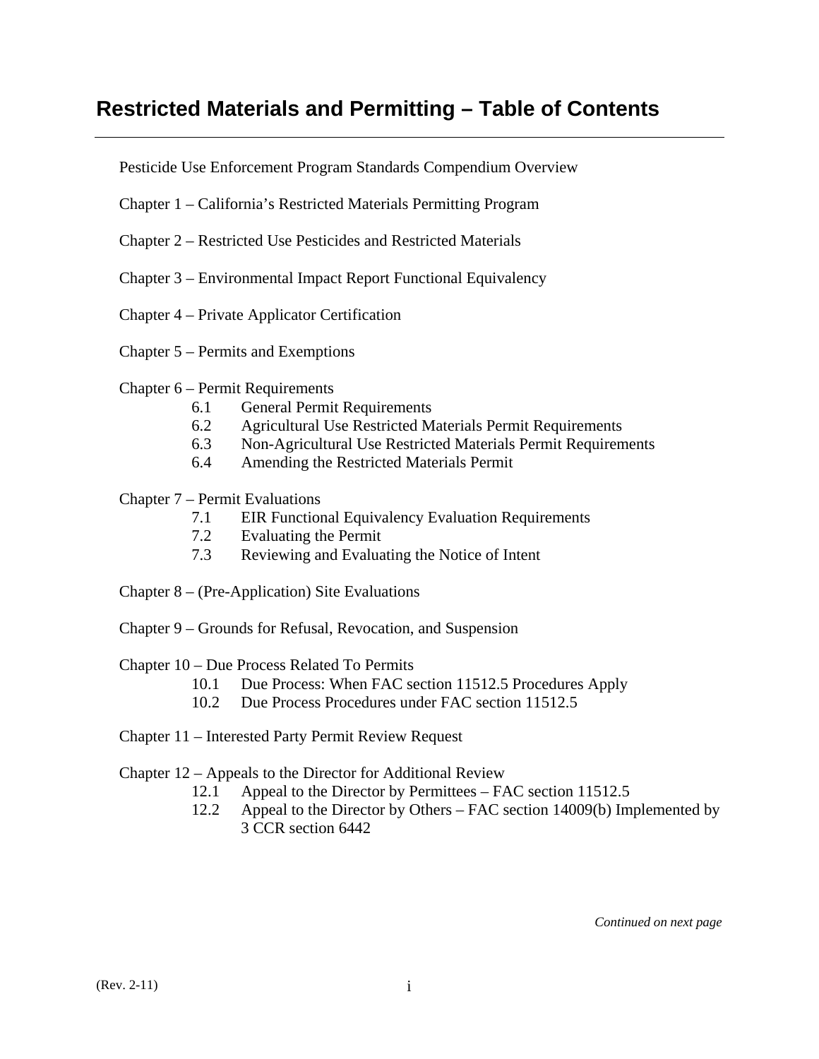# Restricted Materials and Permitting – Table of Contents

Pesticide Use Enforcement Program Standards Compendium Overview

Chapter 1 – California's Restricted Materials Permitting Program

Chapter 2 – Restricted Use Pesticides and Restricted Materials

Chapter 3 – Environmental Impact Report Functional Equivalency

Chapter 4 – Private Applicator Certification

Chapter 5 – Permits and Exemptions

Chapter 6 – Permit Requirements
- 6.1 General Permit Requirements
- 6.2 Agricultural Use Restricted Materials Permit Requirements
- 6.3 Non-Agricultural Use Restricted Materials Permit Requirements
- 6.4 Amending the Restricted Materials Permit

Chapter 7 – Permit Evaluations
- 7.1 EIR Functional Equivalency Evaluation Requirements
- 7.2 Evaluating the Permit
- 7.3 Reviewing and Evaluating the Notice of Intent

Chapter 8 – (Pre-Application) Site Evaluations

Chapter 9 – Grounds for Refusal, Revocation, and Suspension

Chapter 10 – Due Process Related To Permits
- 10.1 Due Process: When FAC section 11512.5 Procedures Apply
- 10.2 Due Process Procedures under FAC section 11512.5

Chapter 11 – Interested Party Permit Review Request

Chapter 12 – Appeals to the Director for Additional Review
- 12.1 Appeal to the Director by Permittees – FAC section 11512.5
- 12.2 Appeal to the Director by Others – FAC section 14009(b) Implemented by 3 CCR section 6442

*Continued on next page*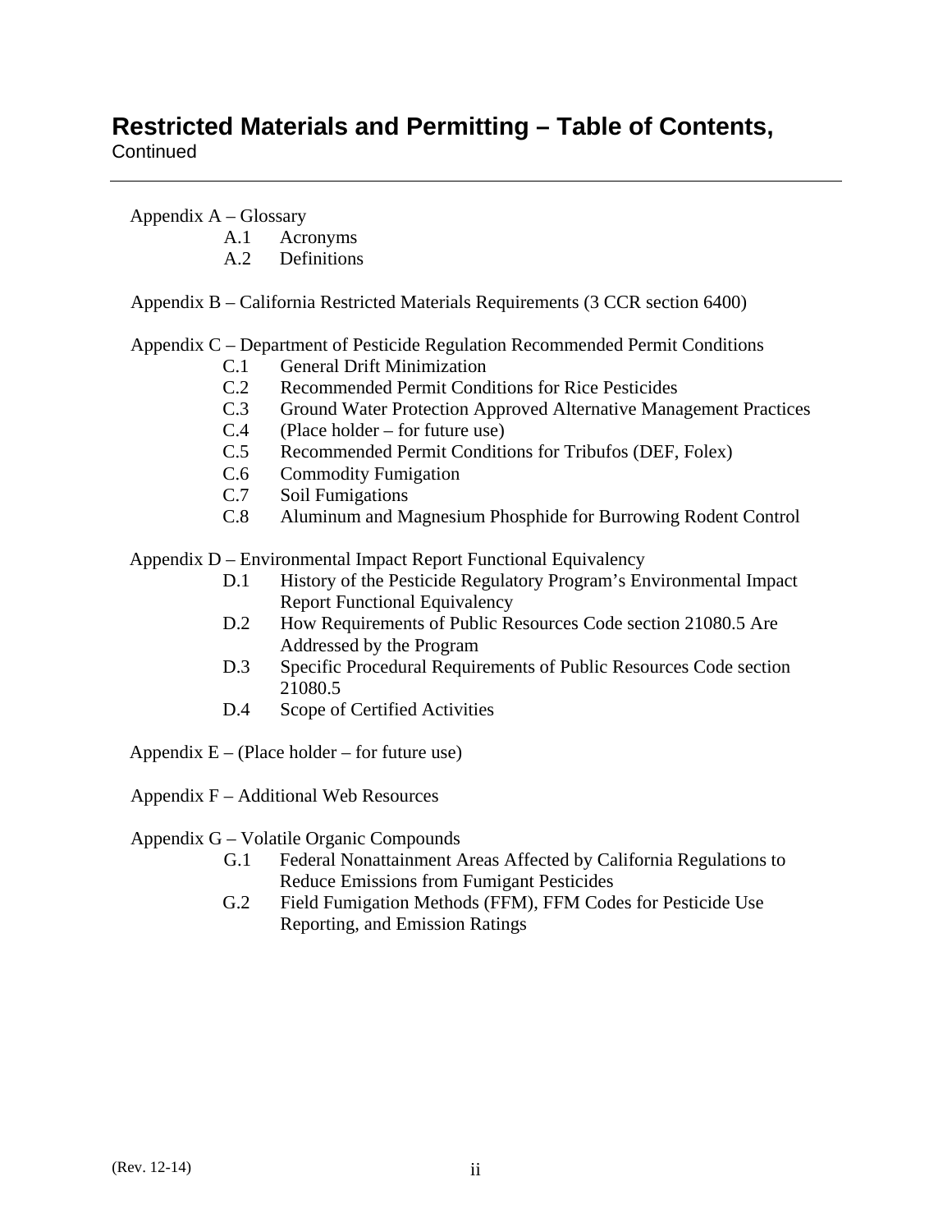# Restricted Materials and Permitting – Table of Contents,

Continued

Appendix A – Glossary

- A.1 Acronyms
- A.2 Definitions

Appendix B – California Restricted Materials Requirements (3 CCR section 6400)

Appendix C – Department of Pesticide Regulation Recommended Permit Conditions

- C.1 General Drift Minimization
- C.2 Recommended Permit Conditions for Rice Pesticides
- C.3 Ground Water Protection Approved Alternative Management Practices
- C.4 (Place holder – for future use)
- C.5 Recommended Permit Conditions for Tribufos (DEF, Folex)
- C.6 Commodity Fumigation
- C.7 Soil Fumigations
- C.8 Aluminum and Magnesium Phosphide for Burrowing Rodent Control

Appendix D – Environmental Impact Report Functional Equivalency

- D.1 History of the Pesticide Regulatory Program's Environmental Impact Report Functional Equivalency
- D.2 How Requirements of Public Resources Code section 21080.5 Are Addressed by the Program
- D.3 Specific Procedural Requirements of Public Resources Code section 21080.5
- D.4 Scope of Certified Activities

Appendix E – (Place holder – for future use)

Appendix F – Additional Web Resources

Appendix G – Volatile Organic Compounds

- G.1 Federal Nonattainment Areas Affected by California Regulations to Reduce Emissions from Fumigant Pesticides
- G.2 Field Fumigation Methods (FFM), FFM Codes for Pesticide Use Reporting, and Emission Ratings

(Rev. 12-14)